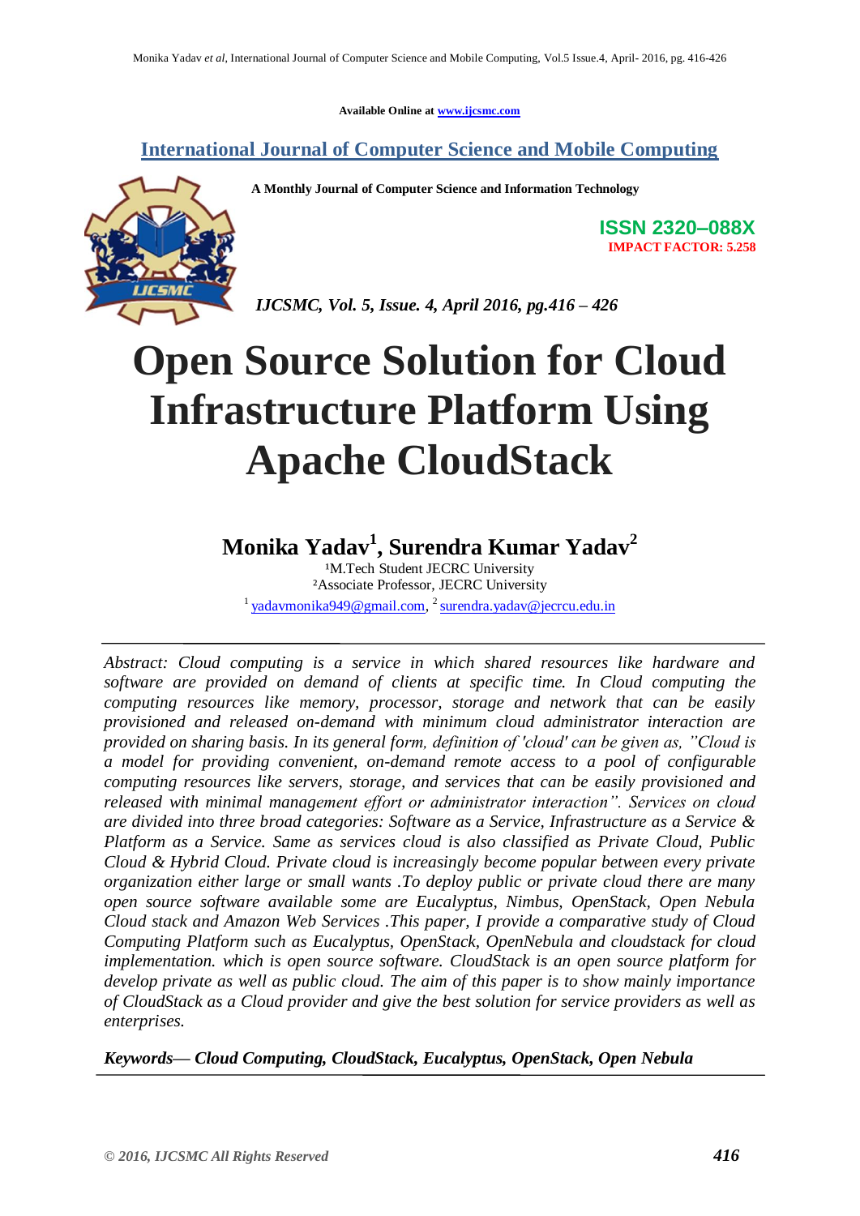Available Online at www.ijcsmc.com

**International Journal of Computer Science and Mobile Computing**

**A Monthly Journal of Computer Science and Information Technology**

**ISSN 2320–088X**
**IMPACT FACTOR: 5.258**

***IJCSMC, Vol. 5, Issue. 4, April 2016, pg.416 – 426***

# Open Source Solution for Cloud Infrastructure Platform Using Apache CloudStack

**Monika Yadav[1], Surendra Kumar Yadav[2]**

[1]M.Tech Student JECRC University
[2]Associate Professor, JECRC University
[1] yadavmonika949@gmail.com, [2] surendra.yadav@jecrcu.edu.in

---

*Abstract: Cloud computing is a service in which shared resources like hardware and software are provided on demand of clients at specific time. In Cloud computing the computing resources like memory, processor, storage and network that can be easily provisioned and released on-demand with minimum cloud administrator interaction are provided on sharing basis. In its general form, definition of 'cloud' can be given as, "Cloud is a model for providing convenient, on-demand remote access to a pool of configurable computing resources like servers, storage, and services that can be easily provisioned and released with minimal management effort or administrator interaction". Services on cloud are divided into three broad categories: Software as a Service, Infrastructure as a Service & Platform as a Service. Same as services cloud is also classified as Private Cloud, Public Cloud & Hybrid Cloud. Private cloud is increasingly become popular between every private organization either large or small wants .To deploy public or private cloud there are many open source software available some are Eucalyptus, Nimbus, OpenStack, Open Nebula Cloud stack and Amazon Web Services .This paper, I provide a comparative study of Cloud Computing Platform such as Eucalyptus, OpenStack, OpenNebula and cloudstack for cloud implementation. which is open source software. CloudStack is an open source platform for develop private as well as public cloud. The aim of this paper is to show mainly importance of CloudStack as a Cloud provider and give the best solution for service providers as well as enterprises.*

***Keywords— Cloud Computing, CloudStack, Eucalyptus, OpenStack, Open Nebula***

---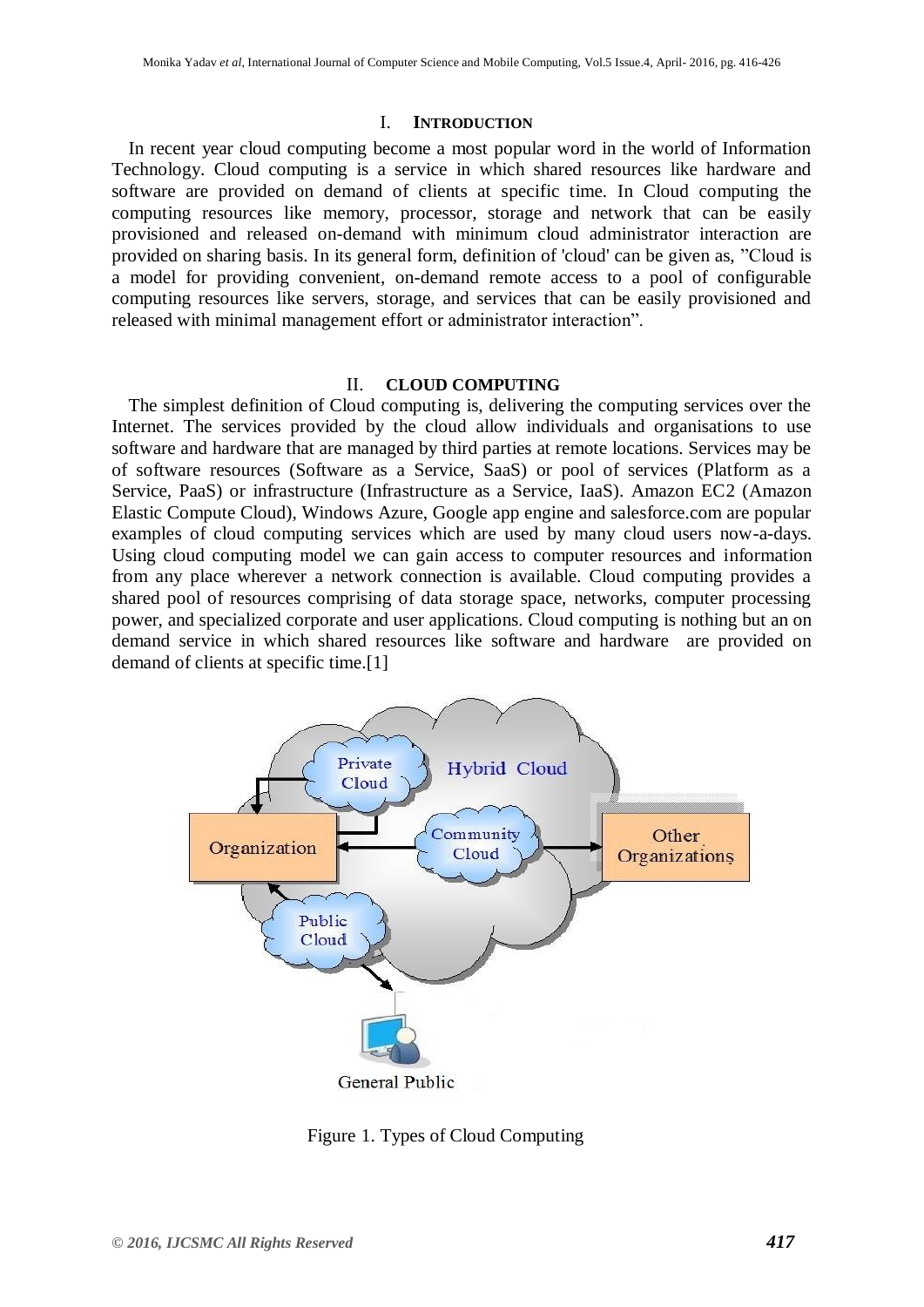## I. INTRODUCTION

In recent year cloud computing become a most popular word in the world of Information Technology. Cloud computing is a service in which shared resources like hardware and software are provided on demand of clients at specific time. In Cloud computing the computing resources like memory, processor, storage and network that can be easily provisioned and released on-demand with minimum cloud administrator interaction are provided on sharing basis. In its general form, definition of 'cloud' can be given as, "Cloud is a model for providing convenient, on-demand remote access to a pool of configurable computing resources like servers, storage, and services that can be easily provisioned and released with minimal management effort or administrator interaction".

## II. CLOUD COMPUTING

The simplest definition of Cloud computing is, delivering the computing services over the Internet. The services provided by the cloud allow individuals and organisations to use software and hardware that are managed by third parties at remote locations. Services may be of software resources (Software as a Service, SaaS) or pool of services (Platform as a Service, PaaS) or infrastructure (Infrastructure as a Service, IaaS). Amazon EC2 (Amazon Elastic Compute Cloud), Windows Azure, Google app engine and salesforce.com are popular examples of cloud computing services which are used by many cloud users now-a-days. Using cloud computing model we can gain access to computer resources and information from any place wherever a network connection is available. Cloud computing provides a shared pool of resources comprising of data storage space, networks, computer processing power, and specialized corporate and user applications. Cloud computing is nothing but an on demand service in which shared resources like software and hardware are provided on demand of clients at specific time.[1]

Figure 1. Types of Cloud Computing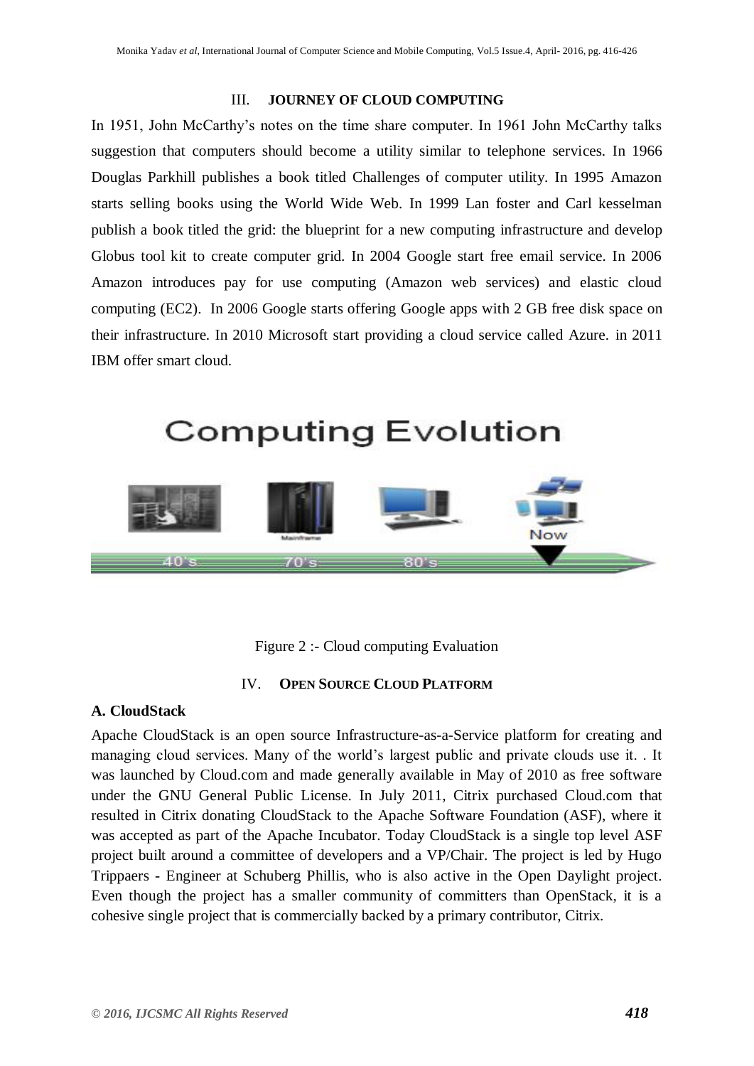## III. JOURNEY OF CLOUD COMPUTING

In 1951, John McCarthy's notes on the time share computer. In 1961 John McCarthy talks suggestion that computers should become a utility similar to telephone services. In 1966 Douglas Parkhill publishes a book titled Challenges of computer utility. In 1995 Amazon starts selling books using the World Wide Web. In 1999 Lan foster and Carl kesselman publish a book titled the grid: the blueprint for a new computing infrastructure and develop Globus tool kit to create computer grid. In 2004 Google start free email service. In 2006 Amazon introduces pay for use computing (Amazon web services) and elastic cloud computing (EC2). In 2006 Google starts offering Google apps with 2 GB free disk space on their infrastructure. In 2010 Microsoft start providing a cloud service called Azure. in 2011 IBM offer smart cloud.

Figure 2 :- Cloud computing Evaluation

## IV. OPEN SOURCE CLOUD PLATFORM

### A. CloudStack

Apache CloudStack is an open source Infrastructure-as-a-Service platform for creating and managing cloud services. Many of the world's largest public and private clouds use it. . It was launched by Cloud.com and made generally available in May of 2010 as free software under the GNU General Public License. In July 2011, Citrix purchased Cloud.com that resulted in Citrix donating CloudStack to the Apache Software Foundation (ASF), where it was accepted as part of the Apache Incubator. Today CloudStack is a single top level ASF project built around a committee of developers and a VP/Chair. The project is led by Hugo Trippaers - Engineer at Schuberg Phillis, who is also active in the Open Daylight project. Even though the project has a smaller community of committers than OpenStack, it is a cohesive single project that is commercially backed by a primary contributor, Citrix.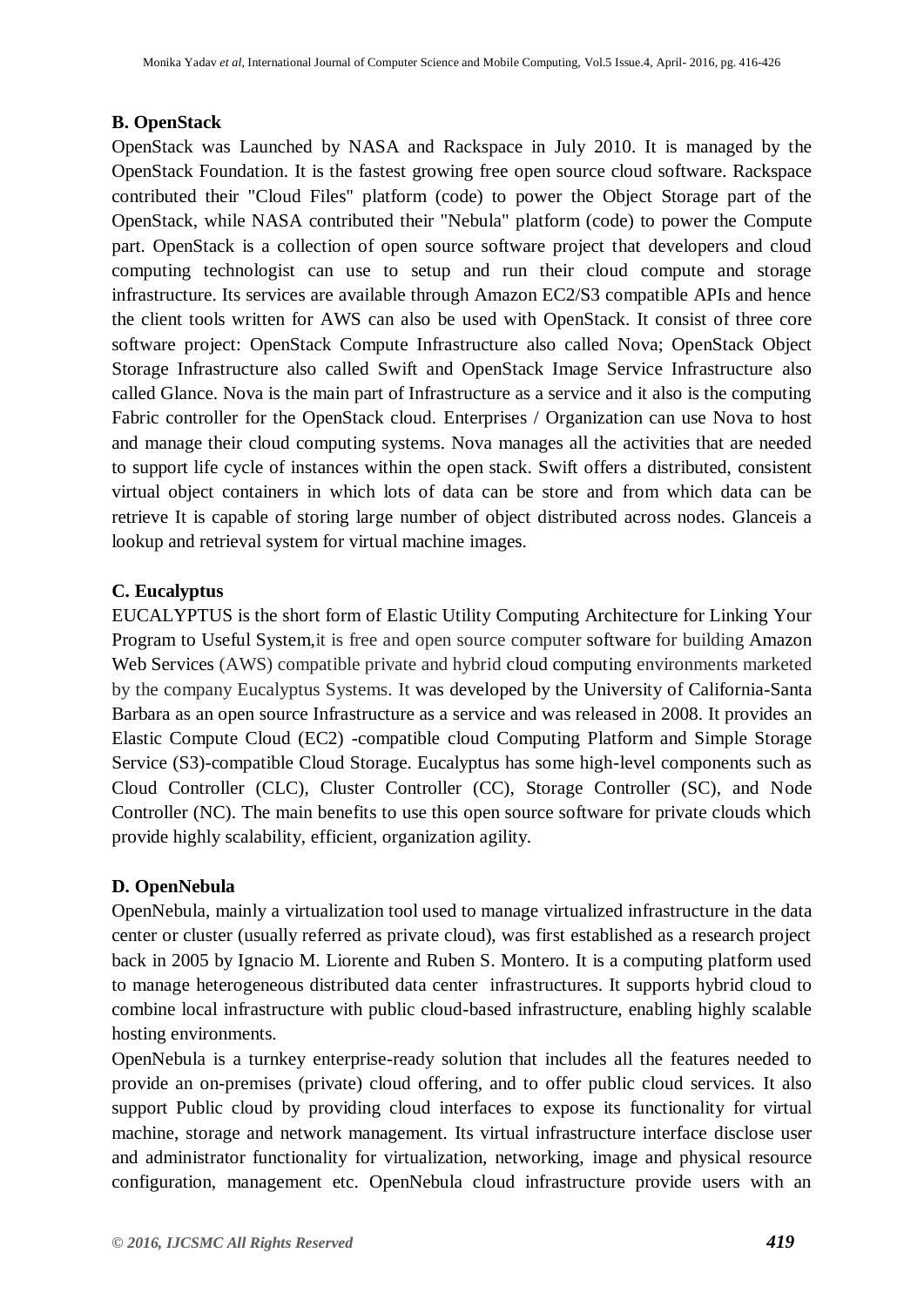**B. OpenStack**

OpenStack was Launched by NASA and Rackspace in July 2010. It is managed by the OpenStack Foundation. It is the fastest growing free open source cloud software. Rackspace contributed their "Cloud Files" platform (code) to power the Object Storage part of the OpenStack, while NASA contributed their "Nebula" platform (code) to power the Compute part. OpenStack is a collection of open source software project that developers and cloud computing technologist can use to setup and run their cloud compute and storage infrastructure. Its services are available through Amazon EC2/S3 compatible APIs and hence the client tools written for AWS can also be used with OpenStack. It consist of three core software project: OpenStack Compute Infrastructure also called Nova; OpenStack Object Storage Infrastructure also called Swift and OpenStack Image Service Infrastructure also called Glance. Nova is the main part of Infrastructure as a service and it also is the computing Fabric controller for the OpenStack cloud. Enterprises / Organization can use Nova to host and manage their cloud computing systems. Nova manages all the activities that are needed to support life cycle of instances within the open stack. Swift offers a distributed, consistent virtual object containers in which lots of data can be store and from which data can be retrieve It is capable of storing large number of object distributed across nodes. Glanceis a lookup and retrieval system for virtual machine images.

**C. Eucalyptus**

EUCALYPTUS is the short form of Elastic Utility Computing Architecture for Linking Your Program to Useful System,it is free and open source computer software for building Amazon Web Services (AWS) compatible private and hybrid cloud computing environments marketed by the company Eucalyptus Systems. It was developed by the University of California-Santa Barbara as an open source Infrastructure as a service and was released in 2008. It provides an Elastic Compute Cloud (EC2) -compatible cloud Computing Platform and Simple Storage Service (S3)-compatible Cloud Storage. Eucalyptus has some high-level components such as Cloud Controller (CLC), Cluster Controller (CC), Storage Controller (SC), and Node Controller (NC). The main benefits to use this open source software for private clouds which provide highly scalability, efficient, organization agility.

**D. OpenNebula**

OpenNebula, mainly a virtualization tool used to manage virtualized infrastructure in the data center or cluster (usually referred as private cloud), was first established as a research project back in 2005 by Ignacio M. Liorente and Ruben S. Montero. It is a computing platform used to manage heterogeneous distributed data center infrastructures. It supports hybrid cloud to combine local infrastructure with public cloud-based infrastructure, enabling highly scalable hosting environments.

OpenNebula is a turnkey enterprise-ready solution that includes all the features needed to provide an on-premises (private) cloud offering, and to offer public cloud services. It also support Public cloud by providing cloud interfaces to expose its functionality for virtual machine, storage and network management. Its virtual infrastructure interface disclose user and administrator functionality for virtualization, networking, image and physical resource configuration, management etc. OpenNebula cloud infrastructure provide users with an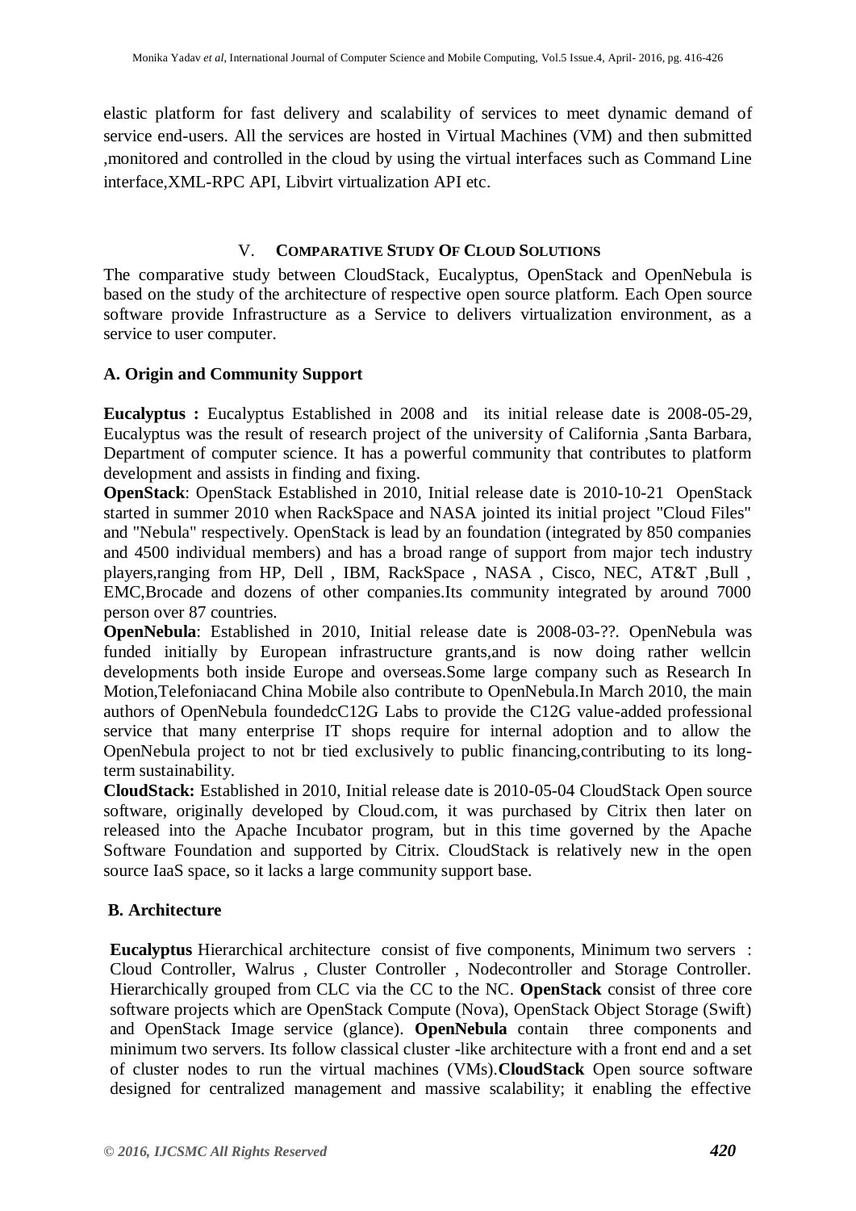elastic platform for fast delivery and scalability of services to meet dynamic demand of service end-users. All the services are hosted in Virtual Machines (VM) and then submitted ,monitored and controlled in the cloud by using the virtual interfaces such as Command Line interface,XML-RPC API, Libvirt virtualization API etc.

## V. COMPARATIVE STUDY OF CLOUD SOLUTIONS

The comparative study between CloudStack, Eucalyptus, OpenStack and OpenNebula is based on the study of the architecture of respective open source platform. Each Open source software provide Infrastructure as a Service to delivers virtualization environment, as a service to user computer.

### A. Origin and Community Support

**Eucalyptus :** Eucalyptus Established in 2008 and its initial release date is 2008-05-29, Eucalyptus was the result of research project of the university of California ,Santa Barbara, Department of computer science. It has a powerful community that contributes to platform development and assists in finding and fixing.

**OpenStack**: OpenStack Established in 2010, Initial release date is 2010-10-21 OpenStack started in summer 2010 when RackSpace and NASA jointed its initial project "Cloud Files" and "Nebula" respectively. OpenStack is lead by an foundation (integrated by 850 companies and 4500 individual members) and has a broad range of support from major tech industry players,ranging from HP, Dell , IBM, RackSpace , NASA , Cisco, NEC, AT&T ,Bull , EMC,Brocade and dozens of other companies.Its community integrated by around 7000 person over 87 countries.

**OpenNebula**: Established in 2010, Initial release date is 2008-03-??. OpenNebula was funded initially by European infrastructure grants,and is now doing rather wellcin developments both inside Europe and overseas.Some large company such as Research In Motion,Telefoniacand China Mobile also contribute to OpenNebula.In March 2010, the main authors of OpenNebula foundedcC12G Labs to provide the C12G value-added professional service that many enterprise IT shops require for internal adoption and to allow the OpenNebula project to not br tied exclusively to public financing,contributing to its long-term sustainability.

**CloudStack:** Established in 2010, Initial release date is 2010-05-04 CloudStack Open source software, originally developed by Cloud.com, it was purchased by Citrix then later on released into the Apache Incubator program, but in this time governed by the Apache Software Foundation and supported by Citrix. CloudStack is relatively new in the open source IaaS space, so it lacks a large community support base.

### B. Architecture

**Eucalyptus** Hierarchical architecture consist of five components, Minimum two servers : Cloud Controller, Walrus , Cluster Controller , Nodecontroller and Storage Controller. Hierarchically grouped from CLC via the CC to the NC. **OpenStack** consist of three core software projects which are OpenStack Compute (Nova), OpenStack Object Storage (Swift) and OpenStack Image service (glance). **OpenNebula** contain three components and minimum two servers. Its follow classical cluster -like architecture with a front end and a set of cluster nodes to run the virtual machines (VMs).**CloudStack** Open source software designed for centralized management and massive scalability; it enabling the effective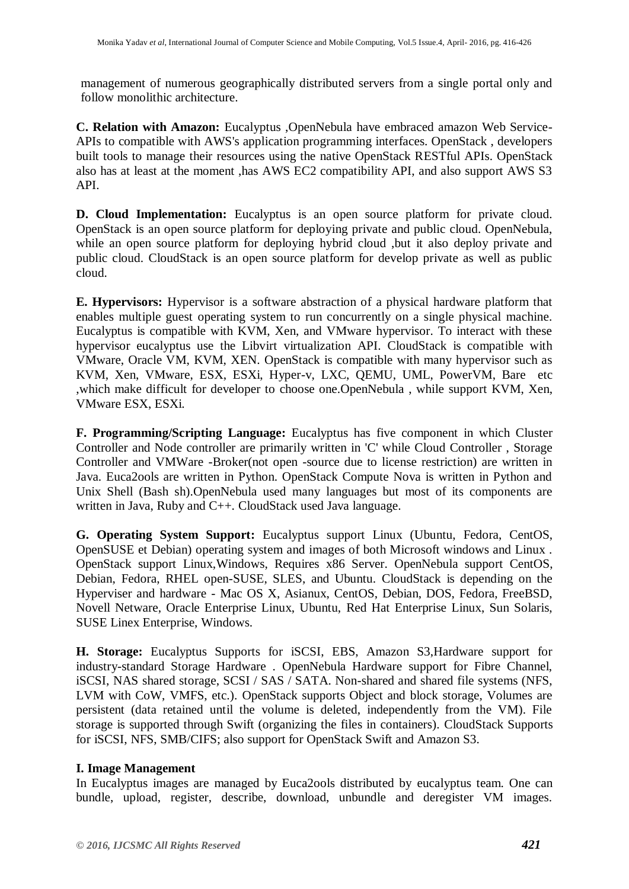management of numerous geographically distributed servers from a single portal only and follow monolithic architecture.

**C. Relation with Amazon:** Eucalyptus ,OpenNebula have embraced amazon Web Service-APIs to compatible with AWS's application programming interfaces. OpenStack , developers built tools to manage their resources using the native OpenStack RESTful APIs. OpenStack also has at least at the moment ,has AWS EC2 compatibility API, and also support AWS S3 API.

**D. Cloud Implementation:** Eucalyptus is an open source platform for private cloud. OpenStack is an open source platform for deploying private and public cloud. OpenNebula, while an open source platform for deploying hybrid cloud ,but it also deploy private and public cloud. CloudStack is an open source platform for develop private as well as public cloud.

**E. Hypervisors:** Hypervisor is a software abstraction of a physical hardware platform that enables multiple guest operating system to run concurrently on a single physical machine. Eucalyptus is compatible with KVM, Xen, and VMware hypervisor. To interact with these hypervisor eucalyptus use the Libvirt virtualization API. CloudStack is compatible with VMware, Oracle VM, KVM, XEN. OpenStack is compatible with many hypervisor such as KVM, Xen, VMware, ESX, ESXi, Hyper-v, LXC, QEMU, UML, PowerVM, Bare etc ,which make difficult for developer to choose one.OpenNebula , while support KVM, Xen, VMware ESX, ESXi.

**F. Programming/Scripting Language:** Eucalyptus has five component in which Cluster Controller and Node controller are primarily written in 'C' while Cloud Controller , Storage Controller and VMWare -Broker(not open -source due to license restriction) are written in Java. Euca2ools are written in Python. OpenStack Compute Nova is written in Python and Unix Shell (Bash sh).OpenNebula used many languages but most of its components are written in Java, Ruby and C++. CloudStack used Java language.

**G. Operating System Support:** Eucalyptus support Linux (Ubuntu, Fedora, CentOS, OpenSUSE et Debian) operating system and images of both Microsoft windows and Linux . OpenStack support Linux,Windows, Requires x86 Server. OpenNebula support CentOS, Debian, Fedora, RHEL open-SUSE, SLES, and Ubuntu. CloudStack is depending on the Hyperviser and hardware - Mac OS X, Asianux, CentOS, Debian, DOS, Fedora, FreeBSD, Novell Netware, Oracle Enterprise Linux, Ubuntu, Red Hat Enterprise Linux, Sun Solaris, SUSE Linex Enterprise, Windows.

**H. Storage:** Eucalyptus Supports for iSCSI, EBS, Amazon S3,Hardware support for industry-standard Storage Hardware . OpenNebula Hardware support for Fibre Channel, iSCSI, NAS shared storage, SCSI / SAS / SATA. Non-shared and shared file systems (NFS, LVM with CoW, VMFS, etc.). OpenStack supports Object and block storage, Volumes are persistent (data retained until the volume is deleted, independently from the VM). File storage is supported through Swift (organizing the files in containers). CloudStack Supports for iSCSI, NFS, SMB/CIFS; also support for OpenStack Swift and Amazon S3.

**I. Image Management**

In Eucalyptus images are managed by Euca2ools distributed by eucalyptus team. One can bundle, upload, register, describe, download, unbundle and deregister VM images.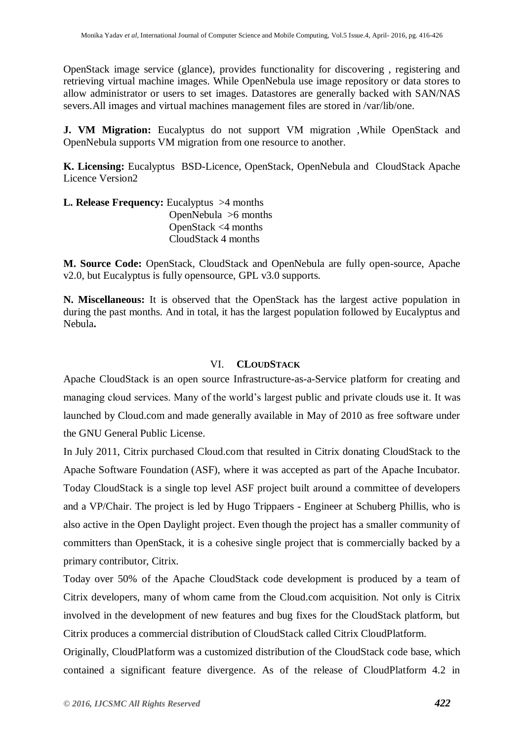OpenStack image service (glance), provides functionality for discovering , registering and retrieving virtual machine images. While OpenNebula use image repository or data stores to allow administrator or users to set images. Datastores are generally backed with SAN/NAS severs.All images and virtual machines management files are stored in /var/lib/one.

**J. VM Migration:** Eucalyptus do not support VM migration ,While OpenStack and OpenNebula supports VM migration from one resource to another.

**K. Licensing:** Eucalyptus BSD-Licence, OpenStack, OpenNebula and CloudStack Apache Licence Version2

**L. Release Frequency:** Eucalyptus >4 months
OpenNebula >6 months
OpenStack <4 months
CloudStack 4 months

**M. Source Code:** OpenStack, CloudStack and OpenNebula are fully open-source, Apache v2.0, but Eucalyptus is fully opensource, GPL v3.0 supports.

**N. Miscellaneous:** It is observed that the OpenStack has the largest active population in during the past months. And in total, it has the largest population followed by Eucalyptus and Nebula**.**

## VI. CLOUDSTACK

Apache CloudStack is an open source Infrastructure-as-a-Service platform for creating and managing cloud services. Many of the world's largest public and private clouds use it. It was launched by Cloud.com and made generally available in May of 2010 as free software under the GNU General Public License.

In July 2011, Citrix purchased Cloud.com that resulted in Citrix donating CloudStack to the Apache Software Foundation (ASF), where it was accepted as part of the Apache Incubator. Today CloudStack is a single top level ASF project built around a committee of developers and a VP/Chair. The project is led by Hugo Trippaers - Engineer at Schuberg Phillis, who is also active in the Open Daylight project. Even though the project has a smaller community of committers than OpenStack, it is a cohesive single project that is commercially backed by a primary contributor, Citrix.

Today over 50% of the Apache CloudStack code development is produced by a team of Citrix developers, many of whom came from the Cloud.com acquisition. Not only is Citrix involved in the development of new features and bug fixes for the CloudStack platform, but Citrix produces a commercial distribution of CloudStack called Citrix CloudPlatform.

Originally, CloudPlatform was a customized distribution of the CloudStack code base, which contained a significant feature divergence. As of the release of CloudPlatform 4.2 in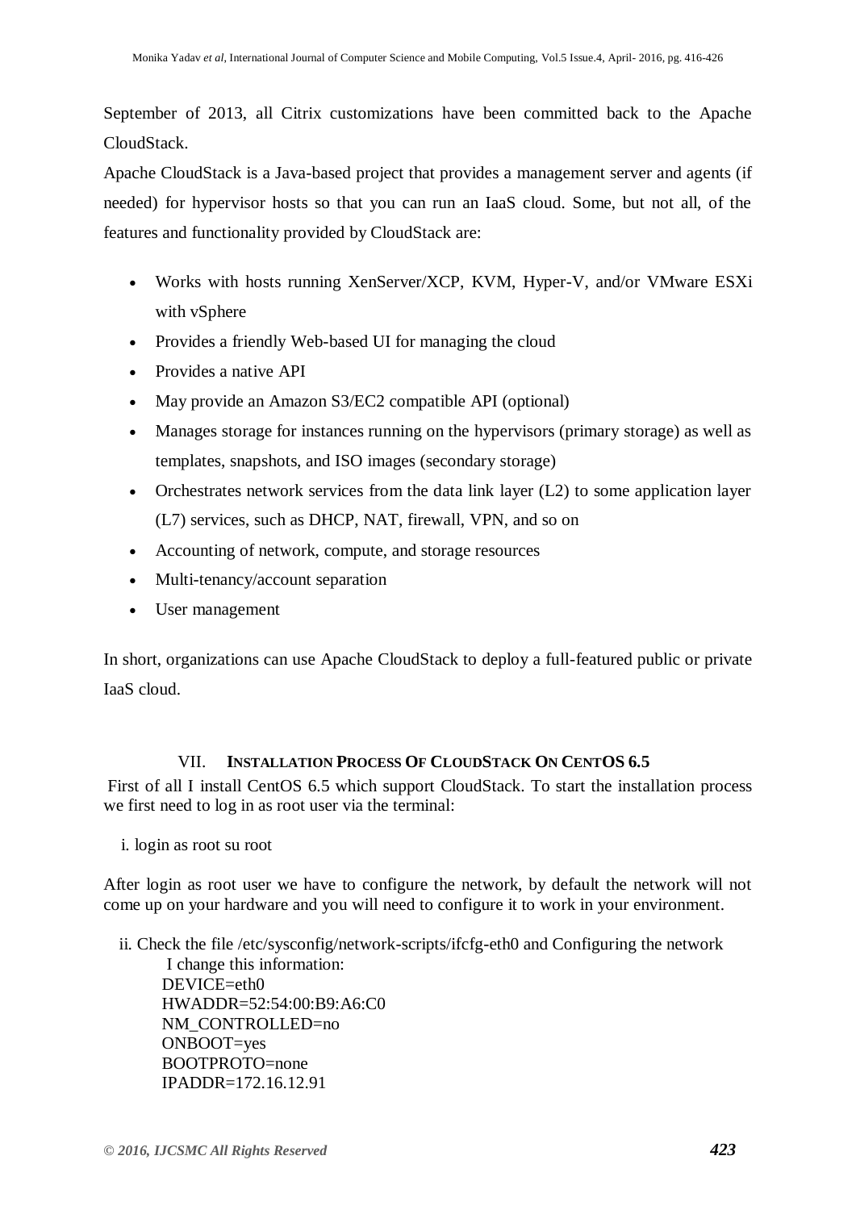September of 2013, all Citrix customizations have been committed back to the Apache CloudStack.

Apache CloudStack is a Java-based project that provides a management server and agents (if needed) for hypervisor hosts so that you can run an IaaS cloud. Some, but not all, of the features and functionality provided by CloudStack are:

- Works with hosts running XenServer/XCP, KVM, Hyper-V, and/or VMware ESXi with vSphere
- Provides a friendly Web-based UI for managing the cloud
- Provides a native API
- May provide an Amazon S3/EC2 compatible API (optional)
- Manages storage for instances running on the hypervisors (primary storage) as well as templates, snapshots, and ISO images (secondary storage)
- Orchestrates network services from the data link layer (L2) to some application layer (L7) services, such as DHCP, NAT, firewall, VPN, and so on
- Accounting of network, compute, and storage resources
- Multi-tenancy/account separation
- User management

In short, organizations can use Apache CloudStack to deploy a full-featured public or private IaaS cloud.

## VII. INSTALLATION PROCESS OF CLOUDSTACK ON CENTOS 6.5

First of all I install CentOS 6.5 which support CloudStack. To start the installation process we first need to log in as root user via the terminal:

i. login as root su root

After login as root user we have to configure the network, by default the network will not come up on your hardware and you will need to configure it to work in your environment.

ii. Check the file /etc/sysconfig/network-scripts/ifcfg-eth0 and Configuring the network

I change this information:

```
DEVICE=eth0
HWADDR=52:54:00:B9:A6:C0
NM_CONTROLLED=no
ONBOOT=yes
BOOTPROTO=none
IPADDR=172.16.12.91
```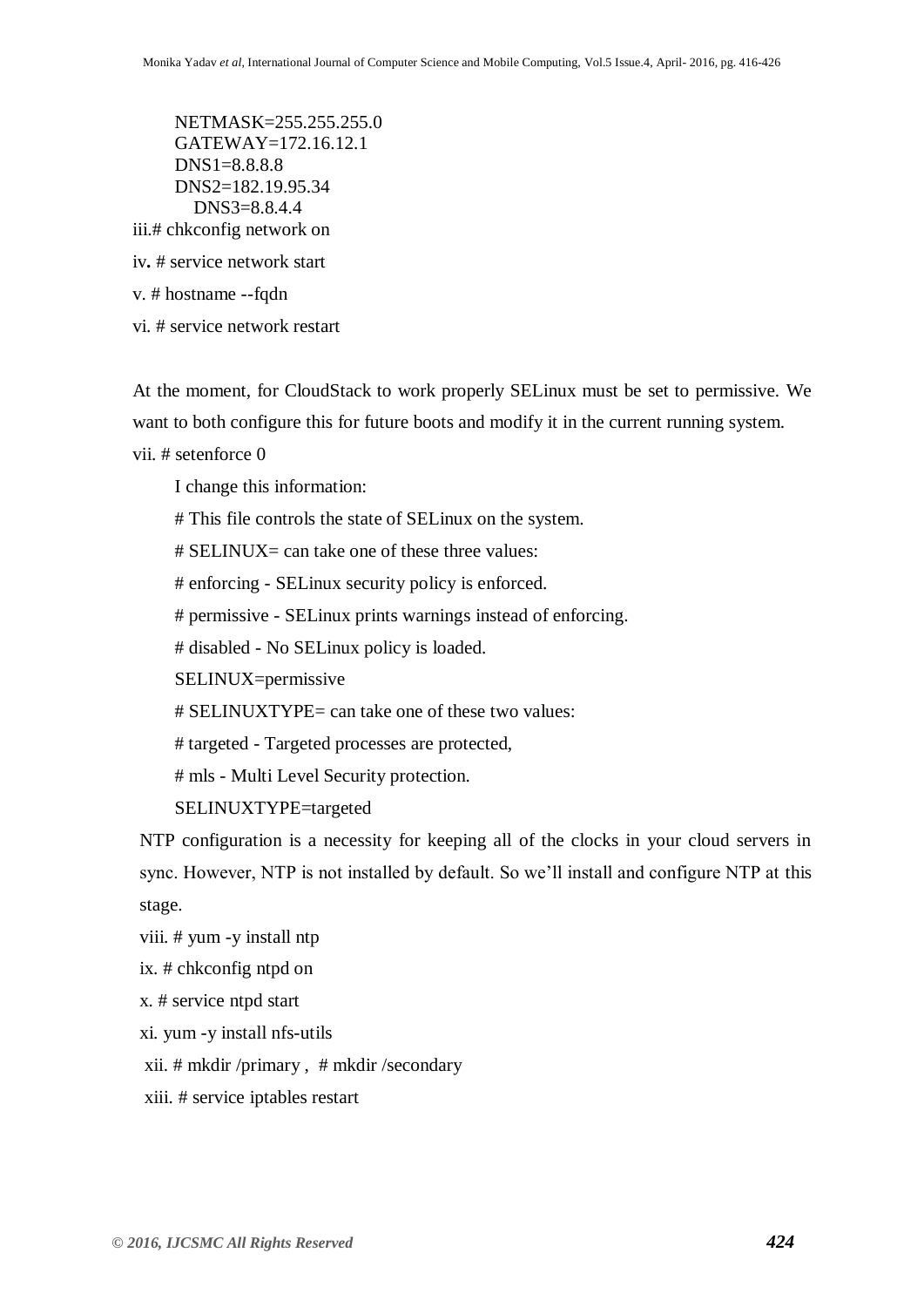```
NETMASK=255.255.255.0
GATEWAY=172.16.12.1
DNS1=8.8.8.8
DNS2=182.19.95.34
DNS3=8.8.4.4
```

iii.# chkconfig network on

iv. # service network start

v. # hostname --fqdn

vi. # service network restart

At the moment, for CloudStack to work properly SELinux must be set to permissive. We want to both configure this for future boots and modify it in the current running system.

vii. # setenforce 0

I change this information:

```
# This file controls the state of SELinux on the system.
# SELINUX= can take one of these three values:
# enforcing - SELinux security policy is enforced.
# permissive - SELinux prints warnings instead of enforcing.
# disabled - No SELinux policy is loaded.
SELINUX=permissive
# SELINUXTYPE= can take one of these two values:
# targeted - Targeted processes are protected,
# mls - Multi Level Security protection.
SELINUXTYPE=targeted
```

NTP configuration is a necessity for keeping all of the clocks in your cloud servers in sync. However, NTP is not installed by default. So we'll install and configure NTP at this stage.

viii. # yum -y install ntp

ix. # chkconfig ntpd on

x. # service ntpd start

xi. yum -y install nfs-utils

xii. # mkdir /primary , # mkdir /secondary

xiii. # service iptables restart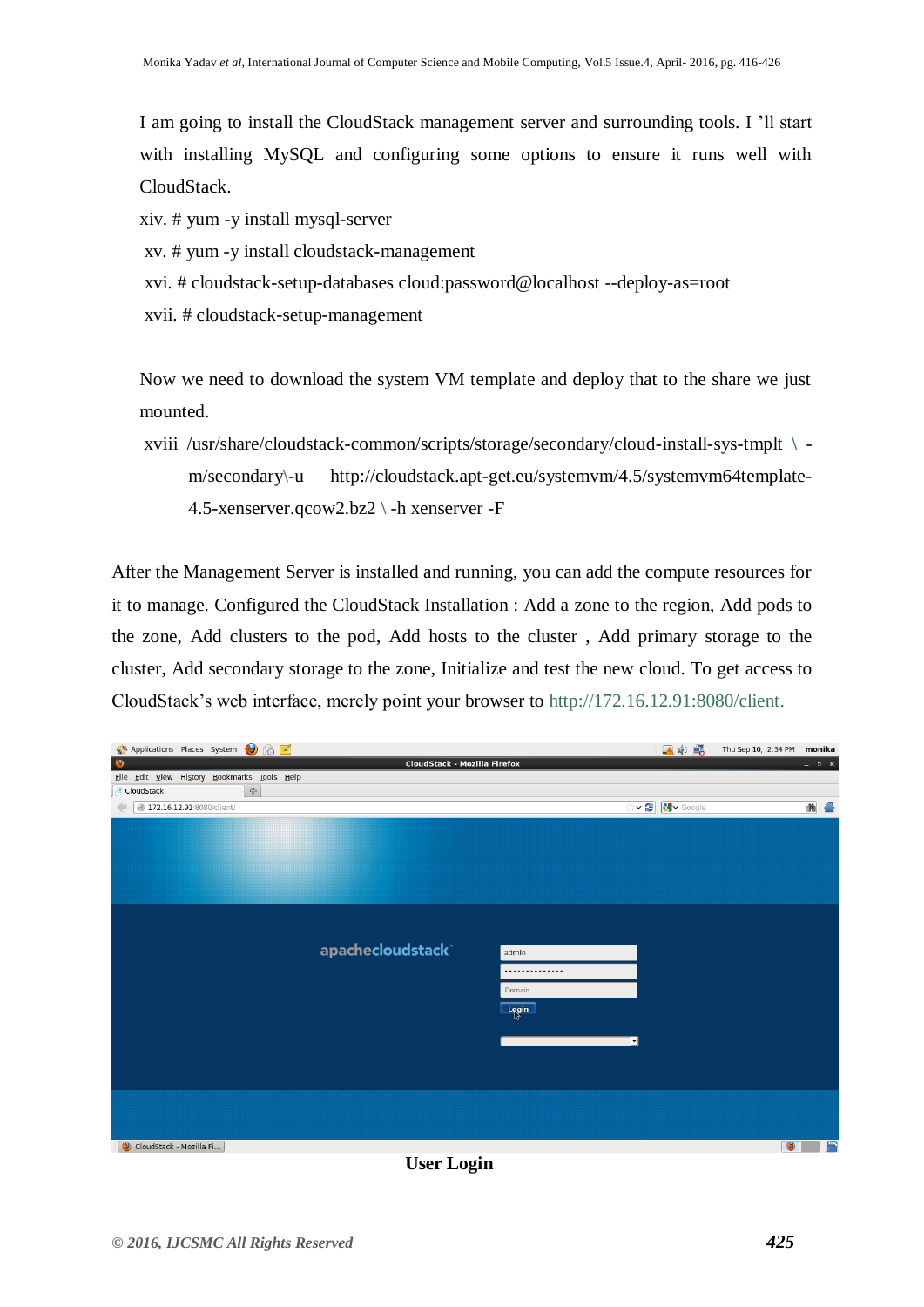I am going to install the CloudStack management server and surrounding tools. I 'll start with installing MySQL and configuring some options to ensure it runs well with CloudStack.

xiv. # yum -y install mysql-server

xv. # yum -y install cloudstack-management

xvi. # cloudstack-setup-databases cloud:password@localhost --deploy-as=root

xvii. # cloudstack-setup-management

Now we need to download the system VM template and deploy that to the share we just mounted.

xviii /usr/share/cloudstack-common/scripts/storage/secondary/cloud-install-sys-tmplt \ -m/secondary\-u http://cloudstack.apt-get.eu/systemvm/4.5/systemvm64template-4.5-xenserver.qcow2.bz2 \ -h xenserver -F

After the Management Server is installed and running, you can add the compute resources for it to manage. Configured the CloudStack Installation : Add a zone to the region, Add pods to the zone, Add clusters to the pod, Add hosts to the cluster , Add primary storage to the cluster, Add secondary storage to the zone, Initialize and test the new cloud. To get access to CloudStack's web interface, merely point your browser to http://172.16.12.91:8080/client.

**User Login**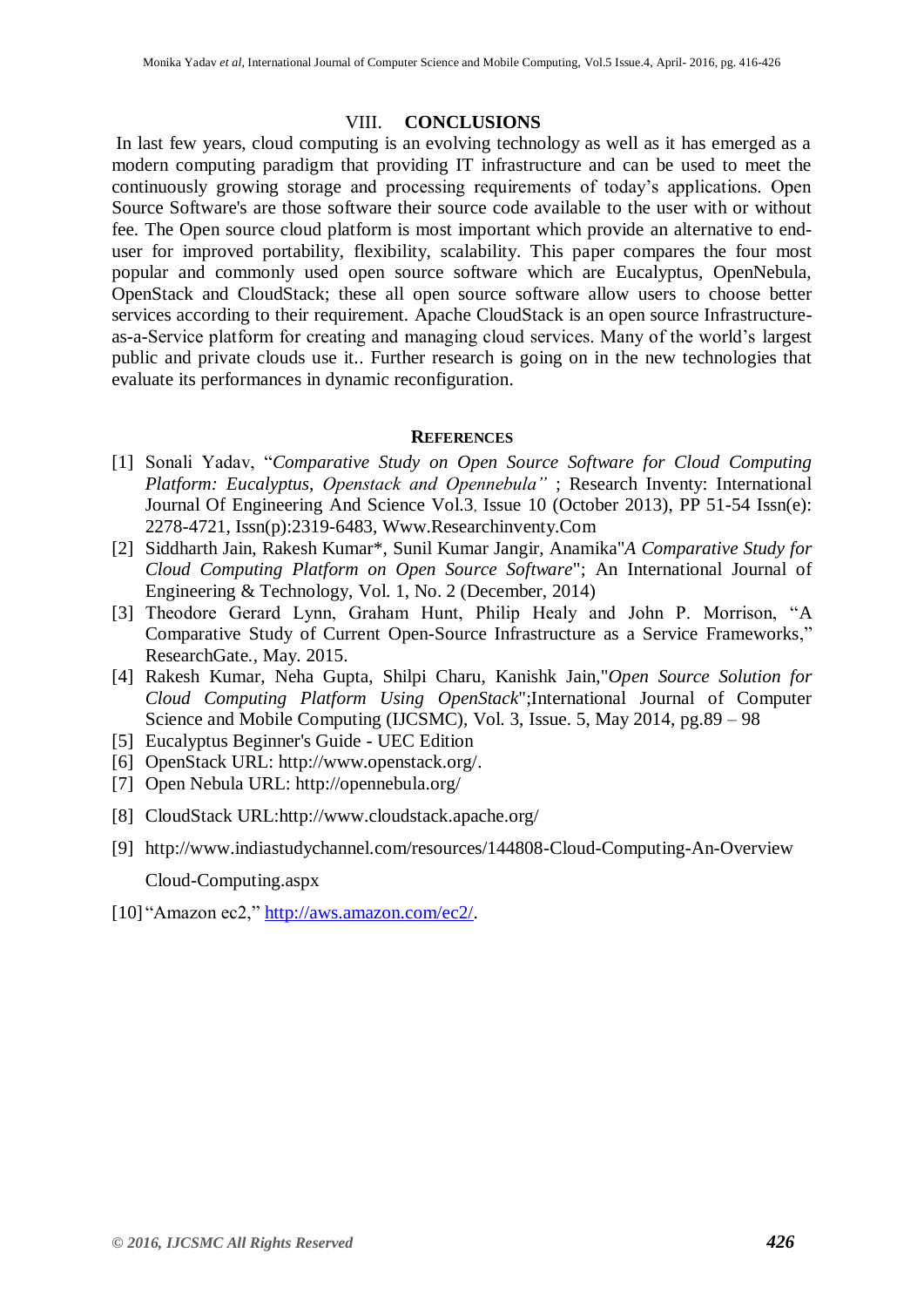## VIII. CONCLUSIONS

In last few years, cloud computing is an evolving technology as well as it has emerged as a modern computing paradigm that providing IT infrastructure and can be used to meet the continuously growing storage and processing requirements of today's applications. Open Source Software's are those software their source code available to the user with or without fee. The Open source cloud platform is most important which provide an alternative to end-user for improved portability, flexibility, scalability. This paper compares the four most popular and commonly used open source software which are Eucalyptus, OpenNebula, OpenStack and CloudStack; these all open source software allow users to choose better services according to their requirement. Apache CloudStack is an open source Infrastructure-as-a-Service platform for creating and managing cloud services. Many of the world's largest public and private clouds use it.. Further research is going on in the new technologies that evaluate its performances in dynamic reconfiguration.

## REFERENCES

[1] Sonali Yadav, "*Comparative Study on Open Source Software for Cloud Computing Platform: Eucalyptus, Openstack and Opennebula*" ; Research Inventy: International Journal Of Engineering And Science Vol.3, Issue 10 (October 2013), PP 51-54 Issn(e): 2278-4721, Issn(p):2319-6483, Www.Researchinventy.Com

[2] Siddharth Jain, Rakesh Kumar*, Sunil Kumar Jangir, Anamika"*A Comparative Study for Cloud Computing Platform on Open Source Software*"; An International Journal of Engineering & Technology, Vol. 1, No. 2 (December, 2014)

[3] Theodore Gerard Lynn, Graham Hunt, Philip Healy and John P. Morrison, "A Comparative Study of Current Open-Source Infrastructure as a Service Frameworks," ResearchGate., May. 2015.

[4] Rakesh Kumar, Neha Gupta, Shilpi Charu, Kanishk Jain,"*Open Source Solution for Cloud Computing Platform Using OpenStack*";International Journal of Computer Science and Mobile Computing (IJCSMC), Vol. 3, Issue. 5, May 2014, pg.89 – 98

[5] Eucalyptus Beginner's Guide - UEC Edition

[6] OpenStack URL: http://www.openstack.org/.

[7] Open Nebula URL: http://opennebula.org/

[8] CloudStack URL:http://www.cloudstack.apache.org/

[9] http://www.indiastudychannel.com/resources/144808-Cloud-Computing-An-Overview Cloud-Computing.aspx

[10] "Amazon ec2," http://aws.amazon.com/ec2/.